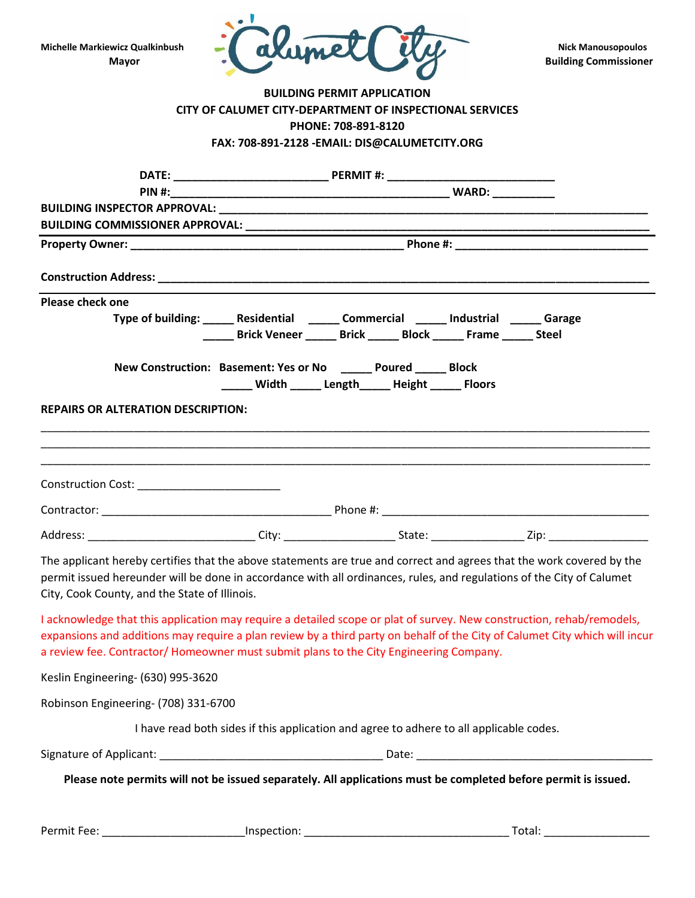Michelle Markiewicz Qualkinbush
Mayor

Calumet City

Nick Manousopoulos
Building Commissioner

**BUILDING PERMIT APPLICATION**
**CITY OF CALUMET CITY-DEPARTMENT OF INSPECTIONAL SERVICES**
**PHONE: 708-891-8120**
**FAX: 708-891-2128 -EMAIL: DIS@CALUMETCITY.ORG**

**DATE:** ________________________ **PERMIT #:** _________________________

**PIN #:**___________________________________________ **WARD:** _________

**BUILDING INSPECTOR APPROVAL:** _______________________________________________________________

**BUILDING COMMISSIONER APPROVAL:** ____________________________________________________________

**Property Owner:** ___________________________________________ **Phone #:** ______________________________

**Construction Address:** ___________________________________________________________________________

**Please check one**

**Type of building:** _____ **Residential** _____ **Commercial** _____ **Industrial** _____ **Garage**

_____ **Brick Veneer** _____ **Brick** _____ **Block** _____ **Frame** _____ **Steel**

**New Construction: Basement: Yes or No** _____ **Poured** _____ **Block**

_____ **Width** _____ **Length**_____ **Height** _____ **Floors**

**REPAIRS OR ALTERATION DESCRIPTION:**

_____________________________________________________________________________________________

_____________________________________________________________________________________________

_____________________________________________________________________________________________

Construction Cost: ______________________

Contractor: ____________________________________ Phone #: ___________________________________________

Address: __________________________ City: _________________ State: ______________ Zip: _______________

The applicant hereby certifies that the above statements are true and correct and agrees that the work covered by the permit issued hereunder will be done in accordance with all ordinances, rules, and regulations of the City of Calumet City, Cook County, and the State of Illinois.

I acknowledge that this application may require a detailed scope or plat of survey. New construction, rehab/remodels, expansions and additions may require a plan review by a third party on behalf of the City of Calumet City which will incur a review fee. Contractor/ Homeowner must submit plans to the City Engineering Company.

Keslin Engineering- (630) 995-3620

Robinson Engineering- (708) 331-6700

I have read both sides if this application and agree to adhere to all applicable codes.

Signature of Applicant: ___________________________________ Date: ______________________________________

**Please note permits will not be issued separately. All applications must be completed before permit is issued.**

Permit Fee: ______________________Inspection: ________________________________ Total: ________________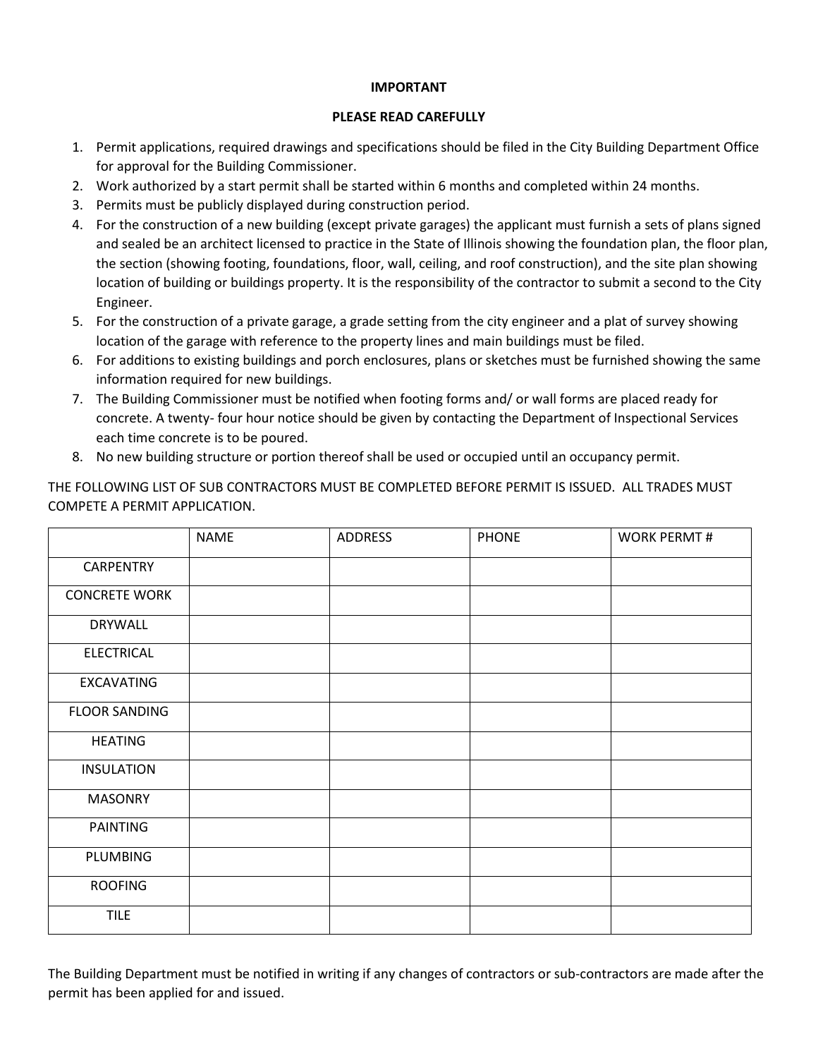**IMPORTANT**

**PLEASE READ CAREFULLY**

1. Permit applications, required drawings and specifications should be filed in the City Building Department Office for approval for the Building Commissioner.
2. Work authorized by a start permit shall be started within 6 months and completed within 24 months.
3. Permits must be publicly displayed during construction period.
4. For the construction of a new building (except private garages) the applicant must furnish a sets of plans signed and sealed be an architect licensed to practice in the State of Illinois showing the foundation plan, the floor plan, the section (showing footing, foundations, floor, wall, ceiling, and roof construction), and the site plan showing location of building or buildings property. It is the responsibility of the contractor to submit a second to the City Engineer.
5. For the construction of a private garage, a grade setting from the city engineer and a plat of survey showing location of the garage with reference to the property lines and main buildings must be filed.
6. For additions to existing buildings and porch enclosures, plans or sketches must be furnished showing the same information required for new buildings.
7. The Building Commissioner must be notified when footing forms and/ or wall forms are placed ready for concrete. A twenty- four hour notice should be given by contacting the Department of Inspectional Services each time concrete is to be poured.
8. No new building structure or portion thereof shall be used or occupied until an occupancy permit.

THE FOLLOWING LIST OF SUB CONTRACTORS MUST BE COMPLETED BEFORE PERMIT IS ISSUED. ALL TRADES MUST COMPETE A PERMIT APPLICATION.

| | NAME | ADDRESS | PHONE | WORK PERMT # |
|---|---|---|---|---|
| CARPENTRY | | | | |
| CONCRETE WORK | | | | |
| DRYWALL | | | | |
| ELECTRICAL | | | | |
| EXCAVATING | | | | |
| FLOOR SANDING | | | | |
| HEATING | | | | |
| INSULATION | | | | |
| MASONRY | | | | |
| PAINTING | | | | |
| PLUMBING | | | | |
| ROOFING | | | | |
| TILE | | | | |

The Building Department must be notified in writing if any changes of contractors or sub-contractors are made after the permit has been applied for and issued.